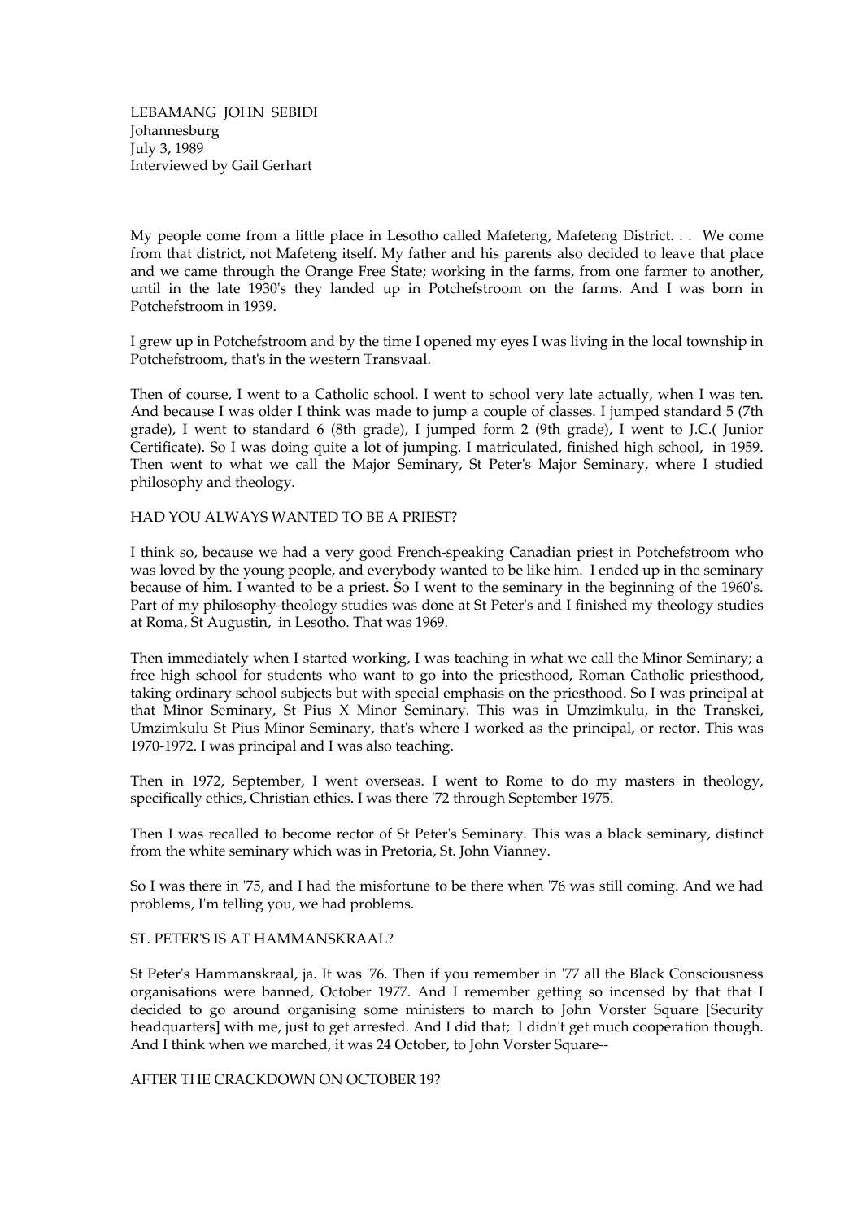LEBAMANG JOHN SEBIDI
Johannesburg
July 3, 1989
Interviewed by Gail Gerhart

My people come from a little place in Lesotho called Mafeteng, Mafeteng District. . . We come from that district, not Mafeteng itself. My father and his parents also decided to leave that place and we came through the Orange Free State; working in the farms, from one farmer to another, until in the late 1930's they landed up in Potchefstroom on the farms. And I was born in Potchefstroom in 1939.

I grew up in Potchefstroom and by the time I opened my eyes I was living in the local township in Potchefstroom, that's in the western Transvaal.

Then of course, I went to a Catholic school. I went to school very late actually, when I was ten. And because I was older I think was made to jump a couple of classes. I jumped standard 5 (7th grade), I went to standard 6 (8th grade), I jumped form 2 (9th grade), I went to J.C.( Junior Certificate). So I was doing quite a lot of jumping. I matriculated, finished high school, in 1959. Then went to what we call the Major Seminary, St Peter's Major Seminary, where I studied philosophy and theology.

HAD YOU ALWAYS WANTED TO BE A PRIEST?

I think so, because we had a very good French-speaking Canadian priest in Potchefstroom who was loved by the young people, and everybody wanted to be like him. I ended up in the seminary because of him. I wanted to be a priest. So I went to the seminary in the beginning of the 1960's. Part of my philosophy-theology studies was done at St Peter's and I finished my theology studies at Roma, St Augustin, in Lesotho. That was 1969.

Then immediately when I started working, I was teaching in what we call the Minor Seminary; a free high school for students who want to go into the priesthood, Roman Catholic priesthood, taking ordinary school subjects but with special emphasis on the priesthood. So I was principal at that Minor Seminary, St Pius X Minor Seminary. This was in Umzimkulu, in the Transkei, Umzimkulu St Pius Minor Seminary, that's where I worked as the principal, or rector. This was 1970-1972. I was principal and I was also teaching.

Then in 1972, September, I went overseas. I went to Rome to do my masters in theology, specifically ethics, Christian ethics. I was there '72 through September 1975.

Then I was recalled to become rector of St Peter's Seminary. This was a black seminary, distinct from the white seminary which was in Pretoria, St. John Vianney.

So I was there in '75, and I had the misfortune to be there when '76 was still coming. And we had problems, I'm telling you, we had problems.

ST. PETER'S IS AT HAMMANSKRAAL?

St Peter's Hammanskraal, ja. It was '76. Then if you remember in '77 all the Black Consciousness organisations were banned, October 1977. And I remember getting so incensed by that that I decided to go around organising some ministers to march to John Vorster Square [Security headquarters] with me, just to get arrested. And I did that; I didn't get much cooperation though. And I think when we marched, it was 24 October, to John Vorster Square--

AFTER THE CRACKDOWN ON OCTOBER 19?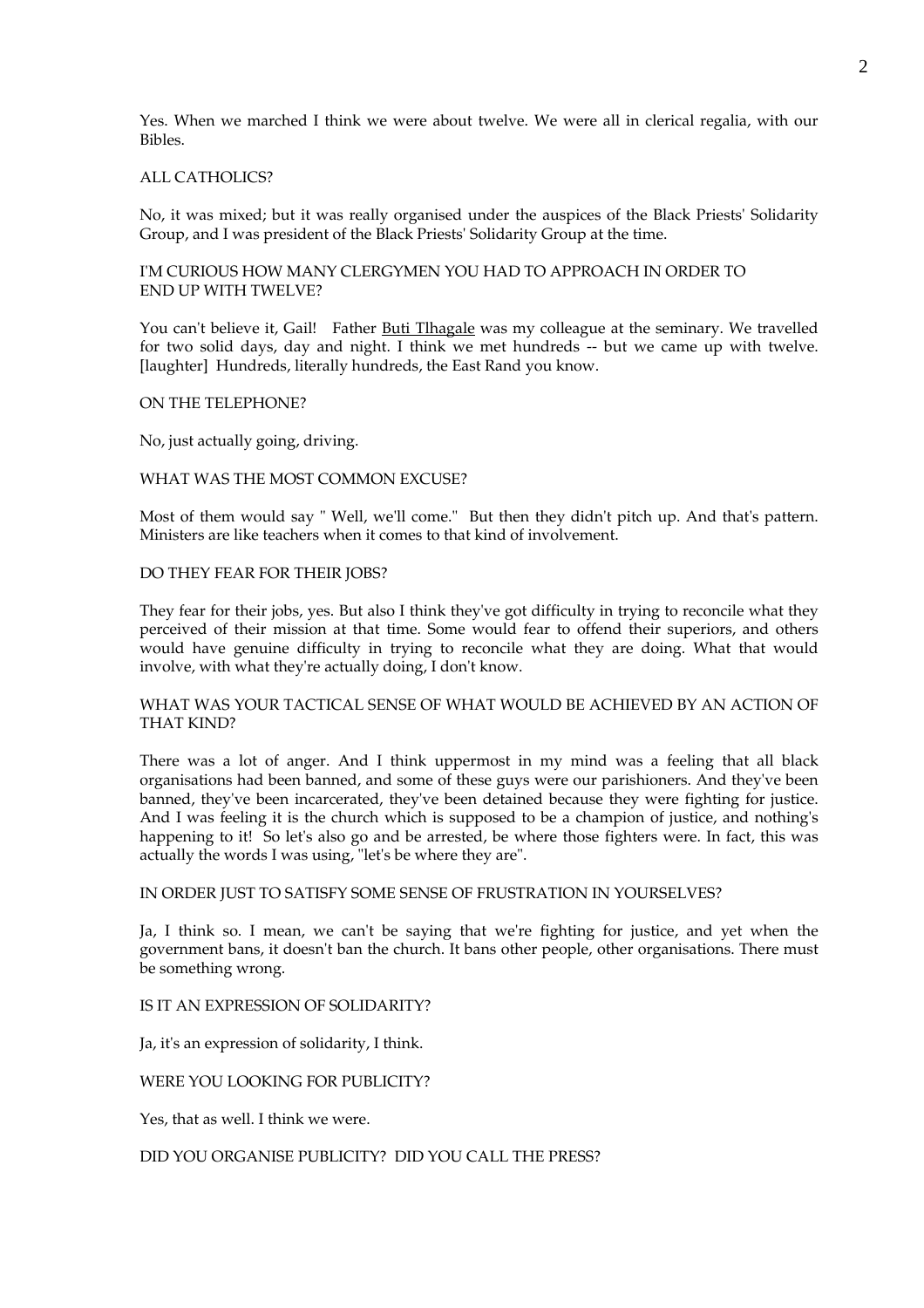Yes. When we marched I think we were about twelve. We were all in clerical regalia, with our Bibles.

ALL CATHOLICS?

No, it was mixed; but it was really organised under the auspices of the Black Priests' Solidarity Group, and I was president of the Black Priests' Solidarity Group at the time.

I'M CURIOUS HOW MANY CLERGYMEN YOU HAD TO APPROACH IN ORDER TO END UP WITH TWELVE?

You can't believe it, Gail! Father Buti Tlhagale was my colleague at the seminary. We travelled for two solid days, day and night. I think we met hundreds -- but we came up with twelve. [laughter] Hundreds, literally hundreds, the East Rand you know.

ON THE TELEPHONE?

No, just actually going, driving.

WHAT WAS THE MOST COMMON EXCUSE?

Most of them would say " Well, we'll come." But then they didn't pitch up. And that's pattern. Ministers are like teachers when it comes to that kind of involvement.

DO THEY FEAR FOR THEIR JOBS?

They fear for their jobs, yes. But also I think they've got difficulty in trying to reconcile what they perceived of their mission at that time. Some would fear to offend their superiors, and others would have genuine difficulty in trying to reconcile what they are doing. What that would involve, with what they're actually doing, I don't know.

WHAT WAS YOUR TACTICAL SENSE OF WHAT WOULD BE ACHIEVED BY AN ACTION OF THAT KIND?

There was a lot of anger. And I think uppermost in my mind was a feeling that all black organisations had been banned, and some of these guys were our parishioners. And they've been banned, they've been incarcerated, they've been detained because they were fighting for justice. And I was feeling it is the church which is supposed to be a champion of justice, and nothing's happening to it! So let's also go and be arrested, be where those fighters were. In fact, this was actually the words I was using, "let's be where they are".

IN ORDER JUST TO SATISFY SOME SENSE OF FRUSTRATION IN YOURSELVES?

Ja, I think so. I mean, we can't be saying that we're fighting for justice, and yet when the government bans, it doesn't ban the church. It bans other people, other organisations. There must be something wrong.

IS IT AN EXPRESSION OF SOLIDARITY?

Ja, it's an expression of solidarity, I think.

WERE YOU LOOKING FOR PUBLICITY?

Yes, that as well. I think we were.

DID YOU ORGANISE PUBLICITY? DID YOU CALL THE PRESS?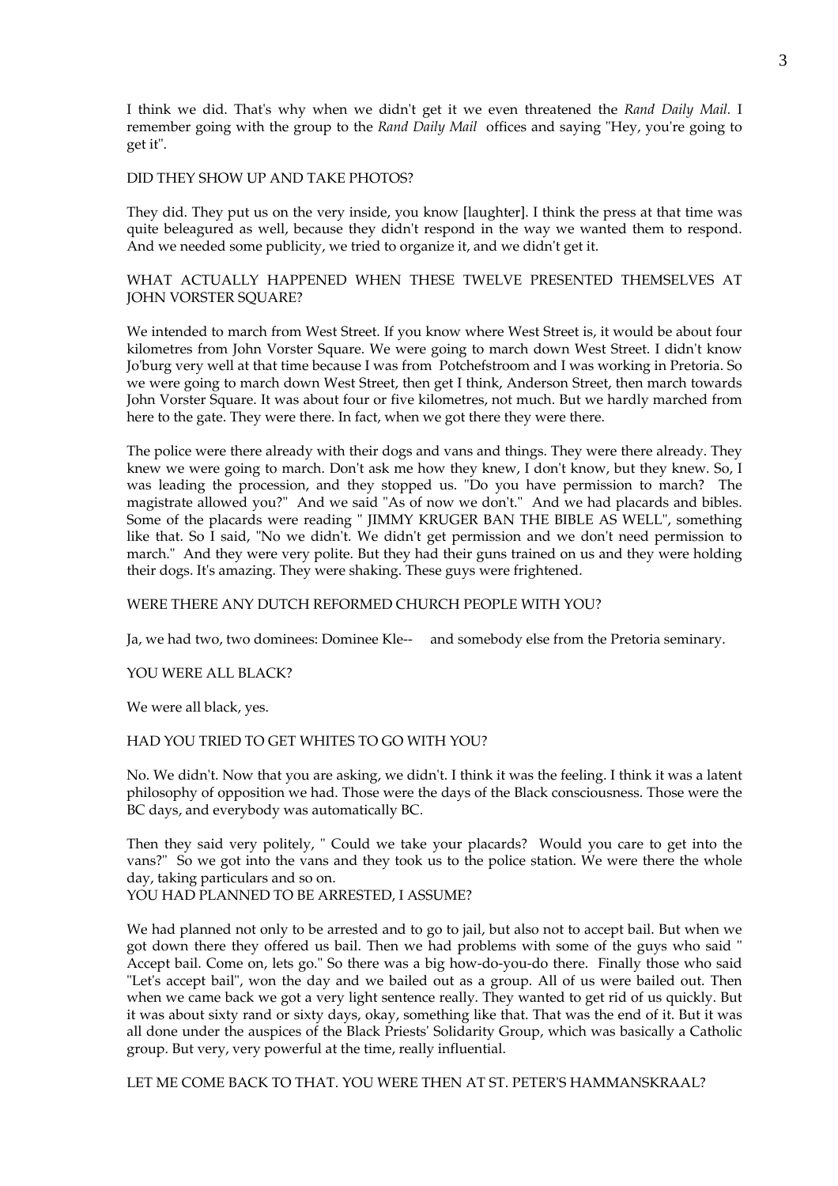I think we did. That's why when we didn't get it we even threatened the *Rand Daily Mail.* I remember going with the group to the *Rand Daily Mail* offices and saying "Hey, you're going to get it".

DID THEY SHOW UP AND TAKE PHOTOS?

They did. They put us on the very inside, you know [laughter]. I think the press at that time was quite beleagured as well, because they didn't respond in the way we wanted them to respond. And we needed some publicity, we tried to organize it, and we didn't get it.

WHAT ACTUALLY HAPPENED WHEN THESE TWELVE PRESENTED THEMSELVES AT JOHN VORSTER SQUARE?

We intended to march from West Street. If you know where West Street is, it would be about four kilometres from John Vorster Square. We were going to march down West Street. I didn't know Jo'burg very well at that time because I was from Potchefstroom and I was working in Pretoria. So we were going to march down West Street, then get I think, Anderson Street, then march towards John Vorster Square. It was about four or five kilometres, not much. But we hardly marched from here to the gate. They were there. In fact, when we got there they were there.

The police were there already with their dogs and vans and things. They were there already. They knew we were going to march. Don't ask me how they knew, I don't know, but they knew. So, I was leading the procession, and they stopped us. "Do you have permission to march? The magistrate allowed you?" And we said "As of now we don't." And we had placards and bibles. Some of the placards were reading " JIMMY KRUGER BAN THE BIBLE AS WELL", something like that. So I said, "No we didn't. We didn't get permission and we don't need permission to march." And they were very polite. But they had their guns trained on us and they were holding their dogs. It's amazing. They were shaking. These guys were frightened.

WERE THERE ANY DUTCH REFORMED CHURCH PEOPLE WITH YOU?

Ja, we had two, two dominees: Dominee Kle-- and somebody else from the Pretoria seminary.

YOU WERE ALL BLACK?

We were all black, yes.

HAD YOU TRIED TO GET WHITES TO GO WITH YOU?

No. We didn't. Now that you are asking, we didn't. I think it was the feeling. I think it was a latent philosophy of opposition we had. Those were the days of the Black consciousness. Those were the BC days, and everybody was automatically BC.

Then they said very politely, " Could we take your placards? Would you care to get into the vans?" So we got into the vans and they took us to the police station. We were there the whole day, taking particulars and so on.

YOU HAD PLANNED TO BE ARRESTED, I ASSUME?

We had planned not only to be arrested and to go to jail, but also not to accept bail. But when we got down there they offered us bail. Then we had problems with some of the guys who said " Accept bail. Come on, lets go." So there was a big how-do-you-do there. Finally those who said "Let's accept bail", won the day and we bailed out as a group. All of us were bailed out. Then when we came back we got a very light sentence really. They wanted to get rid of us quickly. But it was about sixty rand or sixty days, okay, something like that. That was the end of it. But it was all done under the auspices of the Black Priests' Solidarity Group, which was basically a Catholic group. But very, very powerful at the time, really influential.

LET ME COME BACK TO THAT. YOU WERE THEN AT ST. PETER'S HAMMANSKRAAL?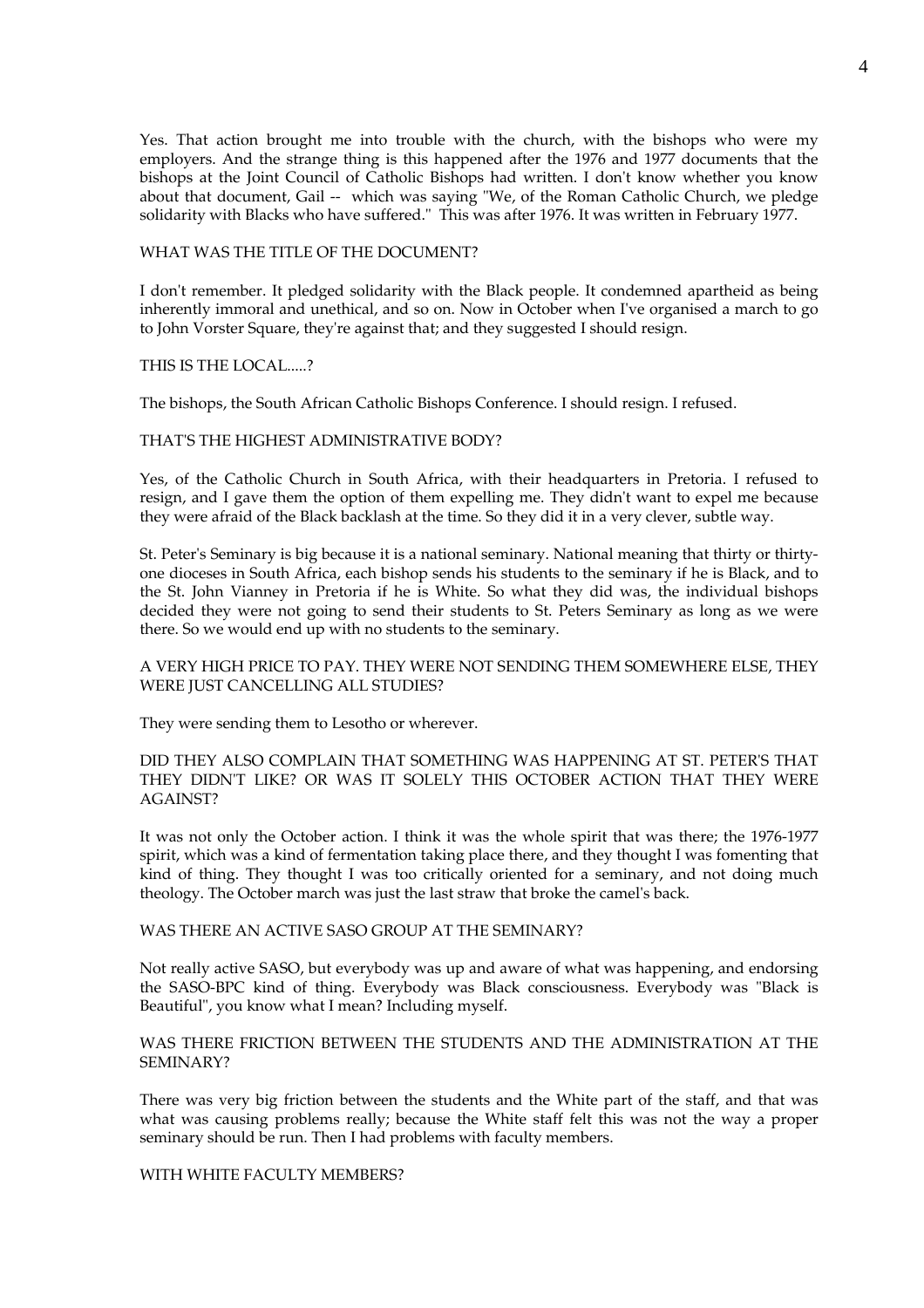Yes. That action brought me into trouble with the church, with the bishops who were my employers. And the strange thing is this happened after the 1976 and 1977 documents that the bishops at the Joint Council of Catholic Bishops had written. I don't know whether you know about that document, Gail -- which was saying "We, of the Roman Catholic Church, we pledge solidarity with Blacks who have suffered." This was after 1976. It was written in February 1977.

WHAT WAS THE TITLE OF THE DOCUMENT?

I don't remember. It pledged solidarity with the Black people. It condemned apartheid as being inherently immoral and unethical, and so on. Now in October when I've organised a march to go to John Vorster Square, they're against that; and they suggested I should resign.

THIS IS THE LOCAL.....?

The bishops, the South African Catholic Bishops Conference. I should resign. I refused.

THAT'S THE HIGHEST ADMINISTRATIVE BODY?

Yes, of the Catholic Church in South Africa, with their headquarters in Pretoria. I refused to resign, and I gave them the option of them expelling me. They didn't want to expel me because they were afraid of the Black backlash at the time. So they did it in a very clever, subtle way.

St. Peter's Seminary is big because it is a national seminary. National meaning that thirty or thirty-one dioceses in South Africa, each bishop sends his students to the seminary if he is Black, and to the St. John Vianney in Pretoria if he is White. So what they did was, the individual bishops decided they were not going to send their students to St. Peters Seminary as long as we were there. So we would end up with no students to the seminary.

A VERY HIGH PRICE TO PAY. THEY WERE NOT SENDING THEM SOMEWHERE ELSE, THEY WERE JUST CANCELLING ALL STUDIES?

They were sending them to Lesotho or wherever.

DID THEY ALSO COMPLAIN THAT SOMETHING WAS HAPPENING AT ST. PETER'S THAT THEY DIDN'T LIKE? OR WAS IT SOLELY THIS OCTOBER ACTION THAT THEY WERE AGAINST?

It was not only the October action. I think it was the whole spirit that was there; the 1976-1977 spirit, which was a kind of fermentation taking place there, and they thought I was fomenting that kind of thing. They thought I was too critically oriented for a seminary, and not doing much theology. The October march was just the last straw that broke the camel's back.

WAS THERE AN ACTIVE SASO GROUP AT THE SEMINARY?

Not really active SASO, but everybody was up and aware of what was happening, and endorsing the SASO-BPC kind of thing. Everybody was Black consciousness. Everybody was "Black is Beautiful", you know what I mean? Including myself.

WAS THERE FRICTION BETWEEN THE STUDENTS AND THE ADMINISTRATION AT THE SEMINARY?

There was very big friction between the students and the White part of the staff, and that was what was causing problems really; because the White staff felt this was not the way a proper seminary should be run. Then I had problems with faculty members.

WITH WHITE FACULTY MEMBERS?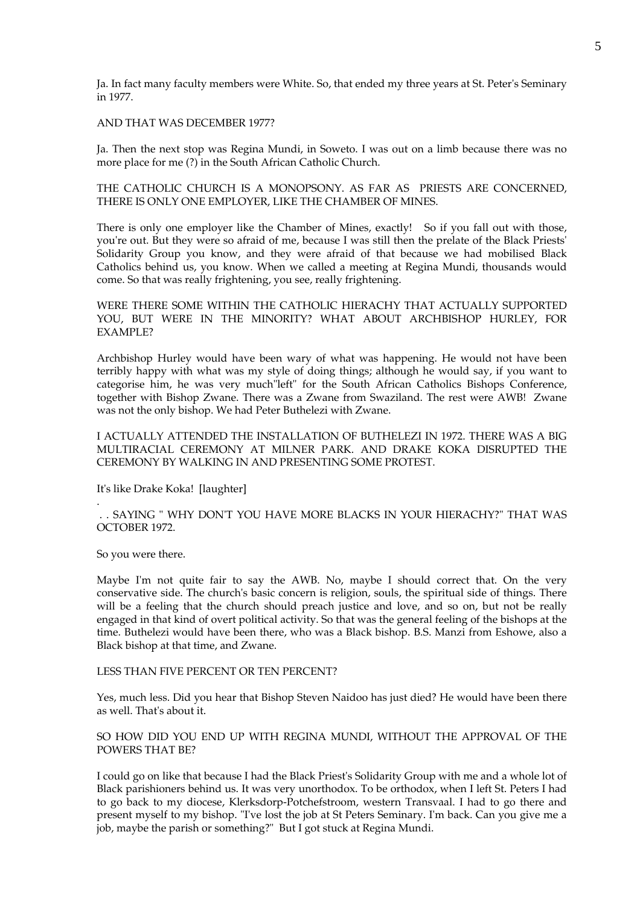Ja. In fact many faculty members were White. So, that ended my three years at St. Peter's Seminary in 1977.

AND THAT WAS DECEMBER 1977?

Ja. Then the next stop was Regina Mundi, in Soweto. I was out on a limb because there was no more place for me (?) in the South African Catholic Church.

THE CATHOLIC CHURCH IS A MONOPSONY. AS FAR AS PRIESTS ARE CONCERNED, THERE IS ONLY ONE EMPLOYER, LIKE THE CHAMBER OF MINES.

There is only one employer like the Chamber of Mines, exactly! So if you fall out with those, you're out. But they were so afraid of me, because I was still then the prelate of the Black Priests' Solidarity Group you know, and they were afraid of that because we had mobilised Black Catholics behind us, you know. When we called a meeting at Regina Mundi, thousands would come. So that was really frightening, you see, really frightening.

WERE THERE SOME WITHIN THE CATHOLIC HIERACHY THAT ACTUALLY SUPPORTED YOU, BUT WERE IN THE MINORITY? WHAT ABOUT ARCHBISHOP HURLEY, FOR EXAMPLE?

Archbishop Hurley would have been wary of what was happening. He would not have been terribly happy with what was my style of doing things; although he would say, if you want to categorise him, he was very much"left" for the South African Catholics Bishops Conference, together with Bishop Zwane. There was a Zwane from Swaziland. The rest were AWB! Zwane was not the only bishop. We had Peter Buthelezi with Zwane.

I ACTUALLY ATTENDED THE INSTALLATION OF BUTHELEZI IN 1972. THERE WAS A BIG MULTIRACIAL CEREMONY AT MILNER PARK. AND DRAKE KOKA DISRUPTED THE CEREMONY BY WALKING IN AND PRESENTING SOME PROTEST.

It's like Drake Koka! [laughter]

. . SAYING " WHY DON'T YOU HAVE MORE BLACKS IN YOUR HIERACHY?" THAT WAS OCTOBER 1972.

So you were there.

Maybe I'm not quite fair to say the AWB. No, maybe I should correct that. On the very conservative side. The church's basic concern is religion, souls, the spiritual side of things. There will be a feeling that the church should preach justice and love, and so on, but not be really engaged in that kind of overt political activity. So that was the general feeling of the bishops at the time. Buthelezi would have been there, who was a Black bishop. B.S. Manzi from Eshowe, also a Black bishop at that time, and Zwane.

LESS THAN FIVE PERCENT OR TEN PERCENT?

Yes, much less. Did you hear that Bishop Steven Naidoo has just died? He would have been there as well. That's about it.

SO HOW DID YOU END UP WITH REGINA MUNDI, WITHOUT THE APPROVAL OF THE POWERS THAT BE?

I could go on like that because I had the Black Priest's Solidarity Group with me and a whole lot of Black parishioners behind us. It was very unorthodox. To be orthodox, when I left St. Peters I had to go back to my diocese, Klerksdorp-Potchefstroom, western Transvaal. I had to go there and present myself to my bishop. "I've lost the job at St Peters Seminary. I'm back. Can you give me a job, maybe the parish or something?" But I got stuck at Regina Mundi.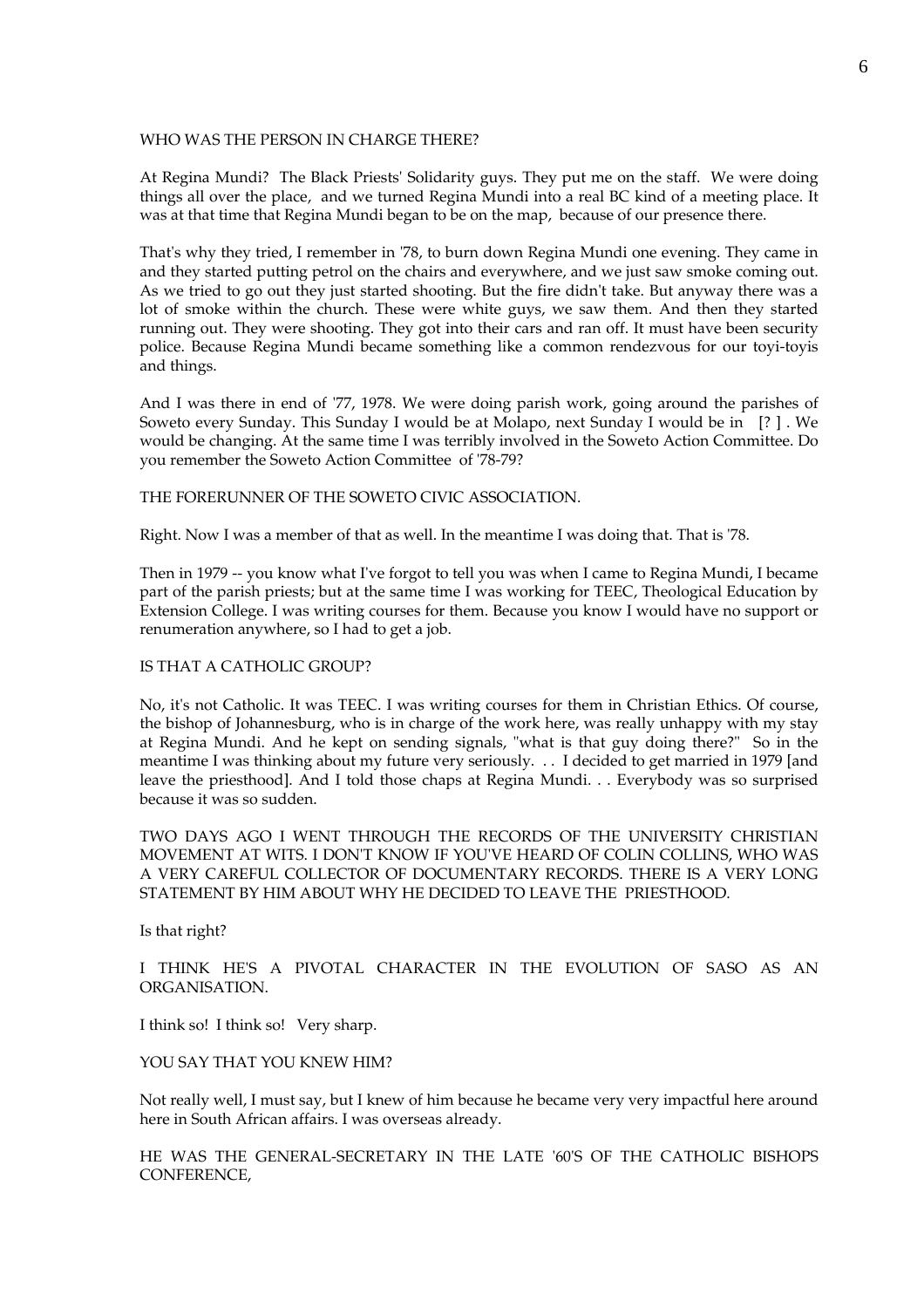WHO WAS THE PERSON IN CHARGE THERE?

At Regina Mundi? The Black Priests' Solidarity guys. They put me on the staff. We were doing things all over the place, and we turned Regina Mundi into a real BC kind of a meeting place. It was at that time that Regina Mundi began to be on the map, because of our presence there.

That's why they tried, I remember in '78, to burn down Regina Mundi one evening. They came in and they started putting petrol on the chairs and everywhere, and we just saw smoke coming out. As we tried to go out they just started shooting. But the fire didn't take. But anyway there was a lot of smoke within the church. These were white guys, we saw them. And then they started running out. They were shooting. They got into their cars and ran off. It must have been security police. Because Regina Mundi became something like a common rendezvous for our toyi-toyis and things.

And I was there in end of '77, 1978. We were doing parish work, going around the parishes of Soweto every Sunday. This Sunday I would be at Molapo, next Sunday I would be in [? ] . We would be changing. At the same time I was terribly involved in the Soweto Action Committee. Do you remember the Soweto Action Committee of '78-79?

THE FORERUNNER OF THE SOWETO CIVIC ASSOCIATION.

Right. Now I was a member of that as well. In the meantime I was doing that. That is '78.

Then in 1979 -- you know what I've forgot to tell you was when I came to Regina Mundi, I became part of the parish priests; but at the same time I was working for TEEC, Theological Education by Extension College. I was writing courses for them. Because you know I would have no support or renumeration anywhere, so I had to get a job.

IS THAT A CATHOLIC GROUP?

No, it's not Catholic. It was TEEC. I was writing courses for them in Christian Ethics. Of course, the bishop of Johannesburg, who is in charge of the work here, was really unhappy with my stay at Regina Mundi. And he kept on sending signals, "what is that guy doing there?" So in the meantime I was thinking about my future very seriously. . . I decided to get married in 1979 [and leave the priesthood]. And I told those chaps at Regina Mundi. . . Everybody was so surprised because it was so sudden.

TWO DAYS AGO I WENT THROUGH THE RECORDS OF THE UNIVERSITY CHRISTIAN MOVEMENT AT WITS. I DON'T KNOW IF YOU'VE HEARD OF COLIN COLLINS, WHO WAS A VERY CAREFUL COLLECTOR OF DOCUMENTARY RECORDS. THERE IS A VERY LONG STATEMENT BY HIM ABOUT WHY HE DECIDED TO LEAVE THE PRIESTHOOD.

Is that right?

I THINK HE'S A PIVOTAL CHARACTER IN THE EVOLUTION OF SASO AS AN ORGANISATION.

I think so! I think so! Very sharp.

YOU SAY THAT YOU KNEW HIM?

Not really well, I must say, but I knew of him because he became very very impactful here around here in South African affairs. I was overseas already.

HE WAS THE GENERAL-SECRETARY IN THE LATE '60'S OF THE CATHOLIC BISHOPS CONFERENCE,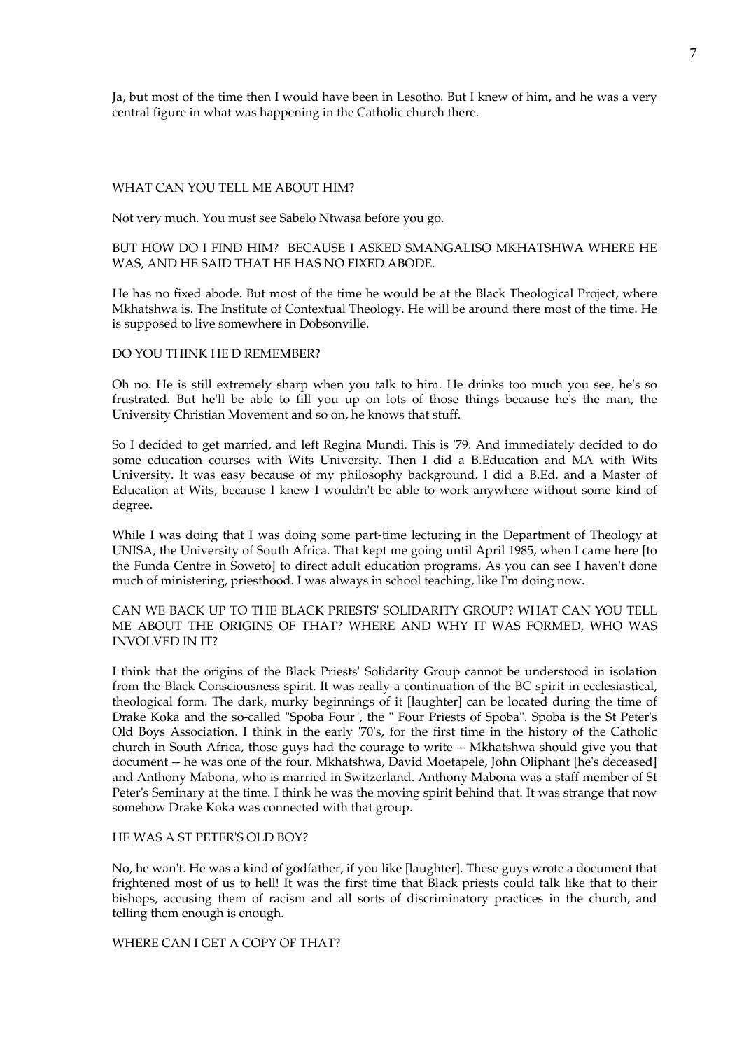Ja, but most of the time then I would have been in Lesotho. But I knew of him, and he was a very central figure in what was happening in the Catholic church there.

WHAT CAN YOU TELL ME ABOUT HIM?

Not very much. You must see Sabelo Ntwasa before you go.

BUT HOW DO I FIND HIM? BECAUSE I ASKED SMANGALISO MKHATSHWA WHERE HE WAS, AND HE SAID THAT HE HAS NO FIXED ABODE.

He has no fixed abode. But most of the time he would be at the Black Theological Project, where Mkhatshwa is. The Institute of Contextual Theology. He will be around there most of the time. He is supposed to live somewhere in Dobsonville.

DO YOU THINK HE'D REMEMBER?

Oh no. He is still extremely sharp when you talk to him. He drinks too much you see, he's so frustrated. But he'll be able to fill you up on lots of those things because he's the man, the University Christian Movement and so on, he knows that stuff.

So I decided to get married, and left Regina Mundi. This is '79. And immediately decided to do some education courses with Wits University. Then I did a B.Education and MA with Wits University. It was easy because of my philosophy background. I did a B.Ed. and a Master of Education at Wits, because I knew I wouldn't be able to work anywhere without some kind of degree.

While I was doing that I was doing some part-time lecturing in the Department of Theology at UNISA, the University of South Africa. That kept me going until April 1985, when I came here [to the Funda Centre in Soweto] to direct adult education programs. As you can see I haven't done much of ministering, priesthood. I was always in school teaching, like I'm doing now.

CAN WE BACK UP TO THE BLACK PRIESTS' SOLIDARITY GROUP? WHAT CAN YOU TELL ME ABOUT THE ORIGINS OF THAT? WHERE AND WHY IT WAS FORMED, WHO WAS INVOLVED IN IT?

I think that the origins of the Black Priests' Solidarity Group cannot be understood in isolation from the Black Consciousness spirit. It was really a continuation of the BC spirit in ecclesiastical, theological form. The dark, murky beginnings of it [laughter] can be located during the time of Drake Koka and the so-called "Spoba Four", the " Four Priests of Spoba". Spoba is the St Peter's Old Boys Association. I think in the early '70's, for the first time in the history of the Catholic church in South Africa, those guys had the courage to write -- Mkhatshwa should give you that document -- he was one of the four. Mkhatshwa, David Moetapele, John Oliphant [he's deceased] and Anthony Mabona, who is married in Switzerland. Anthony Mabona was a staff member of St Peter's Seminary at the time. I think he was the moving spirit behind that. It was strange that now somehow Drake Koka was connected with that group.

HE WAS A ST PETER'S OLD BOY?

No, he wan't. He was a kind of godfather, if you like [laughter]. These guys wrote a document that frightened most of us to hell! It was the first time that Black priests could talk like that to their bishops, accusing them of racism and all sorts of discriminatory practices in the church, and telling them enough is enough.

WHERE CAN I GET A COPY OF THAT?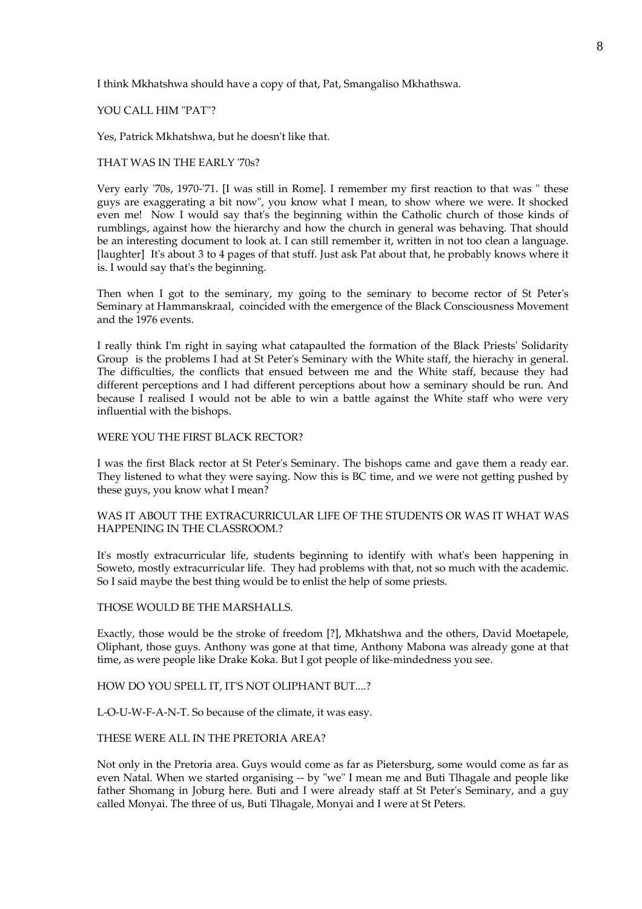I think Mkhatshwa should have a copy of that, Pat, Smangaliso Mkhathswa.

YOU CALL HIM "PAT"?

Yes, Patrick Mkhatshwa, but he doesn't like that.

THAT WAS IN THE EARLY '70s?

Very early '70s, 1970-'71. [I was still in Rome]. I remember my first reaction to that was " these guys are exaggerating a bit now", you know what I mean, to show where we were. It shocked even me! Now I would say that's the beginning within the Catholic church of those kinds of rumblings, against how the hierarchy and how the church in general was behaving. That should be an interesting document to look at. I can still remember it, written in not too clean a language. [laughter] It's about 3 to 4 pages of that stuff. Just ask Pat about that, he probably knows where it is. I would say that's the beginning.

Then when I got to the seminary, my going to the seminary to become rector of St Peter's Seminary at Hammanskraal, coincided with the emergence of the Black Consciousness Movement and the 1976 events.

I really think I'm right in saying what catapaulted the formation of the Black Priests' Solidarity Group is the problems I had at St Peter's Seminary with the White staff, the hierachy in general. The difficulties, the conflicts that ensued between me and the White staff, because they had different perceptions and I had different perceptions about how a seminary should be run. And because I realised I would not be able to win a battle against the White staff who were very influential with the bishops.

WERE YOU THE FIRST BLACK RECTOR?

I was the first Black rector at St Peter's Seminary. The bishops came and gave them a ready ear. They listened to what they were saying. Now this is BC time, and we were not getting pushed by these guys, you know what I mean?

WAS IT ABOUT THE EXTRACURRICULAR LIFE OF THE STUDENTS OR WAS IT WHAT WAS HAPPENING IN THE CLASSROOM.?

It's mostly extracurricular life, students beginning to identify with what's been happening in Soweto, mostly extracurricular life. They had problems with that, not so much with the academic. So I said maybe the best thing would be to enlist the help of some priests.

THOSE WOULD BE THE MARSHALLS.

Exactly, those would be the stroke of freedom [?], Mkhatshwa and the others, David Moetapele, Oliphant, those guys. Anthony was gone at that time, Anthony Mabona was already gone at that time, as were people like Drake Koka. But I got people of like-mindedness you see.

HOW DO YOU SPELL IT, IT'S NOT OLIPHANT BUT....?

L-O-U-W-F-A-N-T. So because of the climate, it was easy.

THESE WERE ALL IN THE PRETORIA AREA?

Not only in the Pretoria area. Guys would come as far as Pietersburg, some would come as far as even Natal. When we started organising -- by "we" I mean me and Buti Tlhagale and people like father Shomang in Joburg here. Buti and I were already staff at St Peter's Seminary, and a guy called Monyai. The three of us, Buti Tlhagale, Monyai and I were at St Peters.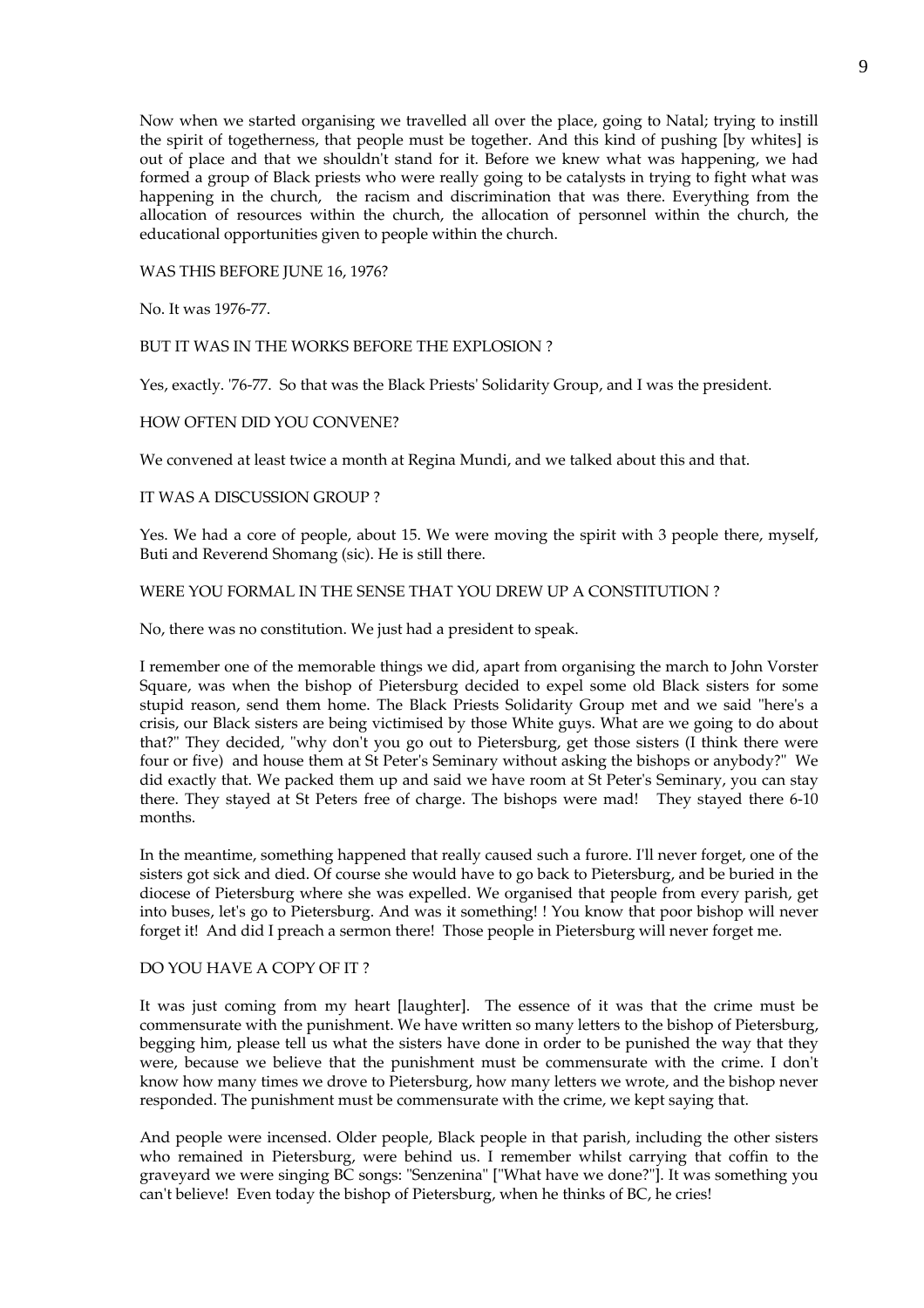Now when we started organising we travelled all over the place, going to Natal; trying to instill the spirit of togetherness, that people must be together. And this kind of pushing [by whites] is out of place and that we shouldn't stand for it. Before we knew what was happening, we had formed a group of Black priests who were really going to be catalysts in trying to fight what was happening in the church, the racism and discrimination that was there. Everything from the allocation of resources within the church, the allocation of personnel within the church, the educational opportunities given to people within the church.

WAS THIS BEFORE JUNE 16, 1976?

No. It was 1976-77.

BUT IT WAS IN THE WORKS BEFORE THE EXPLOSION ?

Yes, exactly. '76-77. So that was the Black Priests' Solidarity Group, and I was the president.

HOW OFTEN DID YOU CONVENE?

We convened at least twice a month at Regina Mundi, and we talked about this and that.

IT WAS A DISCUSSION GROUP ?

Yes. We had a core of people, about 15. We were moving the spirit with 3 people there, myself, Buti and Reverend Shomang (sic). He is still there.

WERE YOU FORMAL IN THE SENSE THAT YOU DREW UP A CONSTITUTION ?

No, there was no constitution. We just had a president to speak.

I remember one of the memorable things we did, apart from organising the march to John Vorster Square, was when the bishop of Pietersburg decided to expel some old Black sisters for some stupid reason, send them home. The Black Priests Solidarity Group met and we said "here's a crisis, our Black sisters are being victimised by those White guys. What are we going to do about that?" They decided, "why don't you go out to Pietersburg, get those sisters (I think there were four or five) and house them at St Peter's Seminary without asking the bishops or anybody?" We did exactly that. We packed them up and said we have room at St Peter's Seminary, you can stay there. They stayed at St Peters free of charge. The bishops were mad! They stayed there 6-10 months.

In the meantime, something happened that really caused such a furore. I'll never forget, one of the sisters got sick and died. Of course she would have to go back to Pietersburg, and be buried in the diocese of Pietersburg where she was expelled. We organised that people from every parish, get into buses, let's go to Pietersburg. And was it something! ! You know that poor bishop will never forget it! And did I preach a sermon there! Those people in Pietersburg will never forget me.

DO YOU HAVE A COPY OF IT ?

It was just coming from my heart [laughter]. The essence of it was that the crime must be commensurate with the punishment. We have written so many letters to the bishop of Pietersburg, begging him, please tell us what the sisters have done in order to be punished the way that they were, because we believe that the punishment must be commensurate with the crime. I don't know how many times we drove to Pietersburg, how many letters we wrote, and the bishop never responded. The punishment must be commensurate with the crime, we kept saying that.

And people were incensed. Older people, Black people in that parish, including the other sisters who remained in Pietersburg, were behind us. I remember whilst carrying that coffin to the graveyard we were singing BC songs: "Senzenina" ["What have we done?"]. It was something you can't believe! Even today the bishop of Pietersburg, when he thinks of BC, he cries!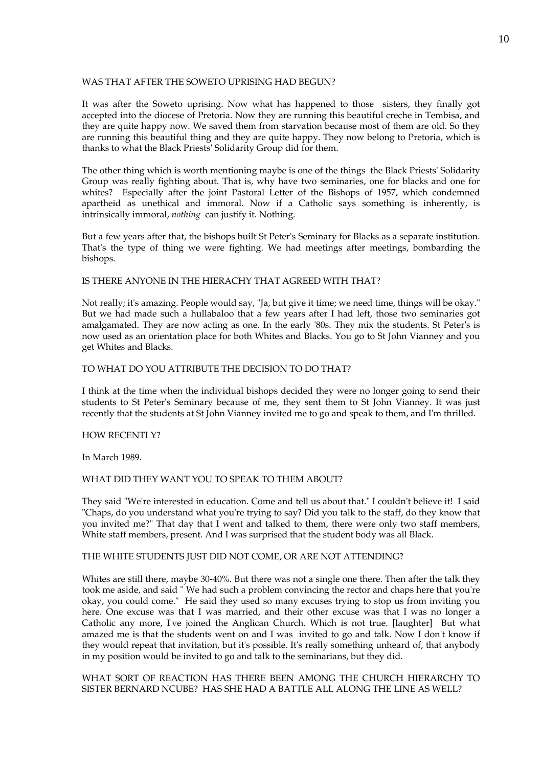WAS THAT AFTER THE SOWETO UPRISING HAD BEGUN?

It was after the Soweto uprising. Now what has happened to those sisters, they finally got accepted into the diocese of Pretoria. Now they are running this beautiful creche in Tembisa, and they are quite happy now. We saved them from starvation because most of them are old. So they are running this beautiful thing and they are quite happy. They now belong to Pretoria, which is thanks to what the Black Priests' Solidarity Group did for them.

The other thing which is worth mentioning maybe is one of the things the Black Priests' Solidarity Group was really fighting about. That is, why have two seminaries, one for blacks and one for whites? Especially after the joint Pastoral Letter of the Bishops of 1957, which condemned apartheid as unethical and immoral. Now if a Catholic says something is inherently, is intrinsically immoral, *nothing* can justify it. Nothing.

But a few years after that, the bishops built St Peter's Seminary for Blacks as a separate institution. That's the type of thing we were fighting. We had meetings after meetings, bombarding the bishops.

IS THERE ANYONE IN THE HIERACHY THAT AGREED WITH THAT?

Not really; it's amazing. People would say, "Ja, but give it time; we need time, things will be okay." But we had made such a hullabaloo that a few years after I had left, those two seminaries got amalgamated. They are now acting as one. In the early '80s. They mix the students. St Peter's is now used as an orientation place for both Whites and Blacks. You go to St John Vianney and you get Whites and Blacks.

TO WHAT DO YOU ATTRIBUTE THE DECISION TO DO THAT?

I think at the time when the individual bishops decided they were no longer going to send their students to St Peter's Seminary because of me, they sent them to St John Vianney. It was just recently that the students at St John Vianney invited me to go and speak to them, and I'm thrilled.

HOW RECENTLY?

In March 1989.

WHAT DID THEY WANT YOU TO SPEAK TO THEM ABOUT?

They said "We're interested in education. Come and tell us about that." I couldn't believe it! I said "Chaps, do you understand what you're trying to say? Did you talk to the staff, do they know that you invited me?" That day that I went and talked to them, there were only two staff members, White staff members, present. And I was surprised that the student body was all Black.

THE WHITE STUDENTS JUST DID NOT COME, OR ARE NOT ATTENDING?

Whites are still there, maybe 30-40%. But there was not a single one there. Then after the talk they took me aside, and said " We had such a problem convincing the rector and chaps here that you're okay, you could come." He said they used so many excuses trying to stop us from inviting you here. One excuse was that I was married, and their other excuse was that I was no longer a Catholic any more, I've joined the Anglican Church. Which is not true. [laughter] But what amazed me is that the students went on and I was invited to go and talk. Now I don't know if they would repeat that invitation, but it's possible. It's really something unheard of, that anybody in my position would be invited to go and talk to the seminarians, but they did.

WHAT SORT OF REACTION HAS THERE BEEN AMONG THE CHURCH HIERARCHY TO SISTER BERNARD NCUBE? HAS SHE HAD A BATTLE ALL ALONG THE LINE AS WELL?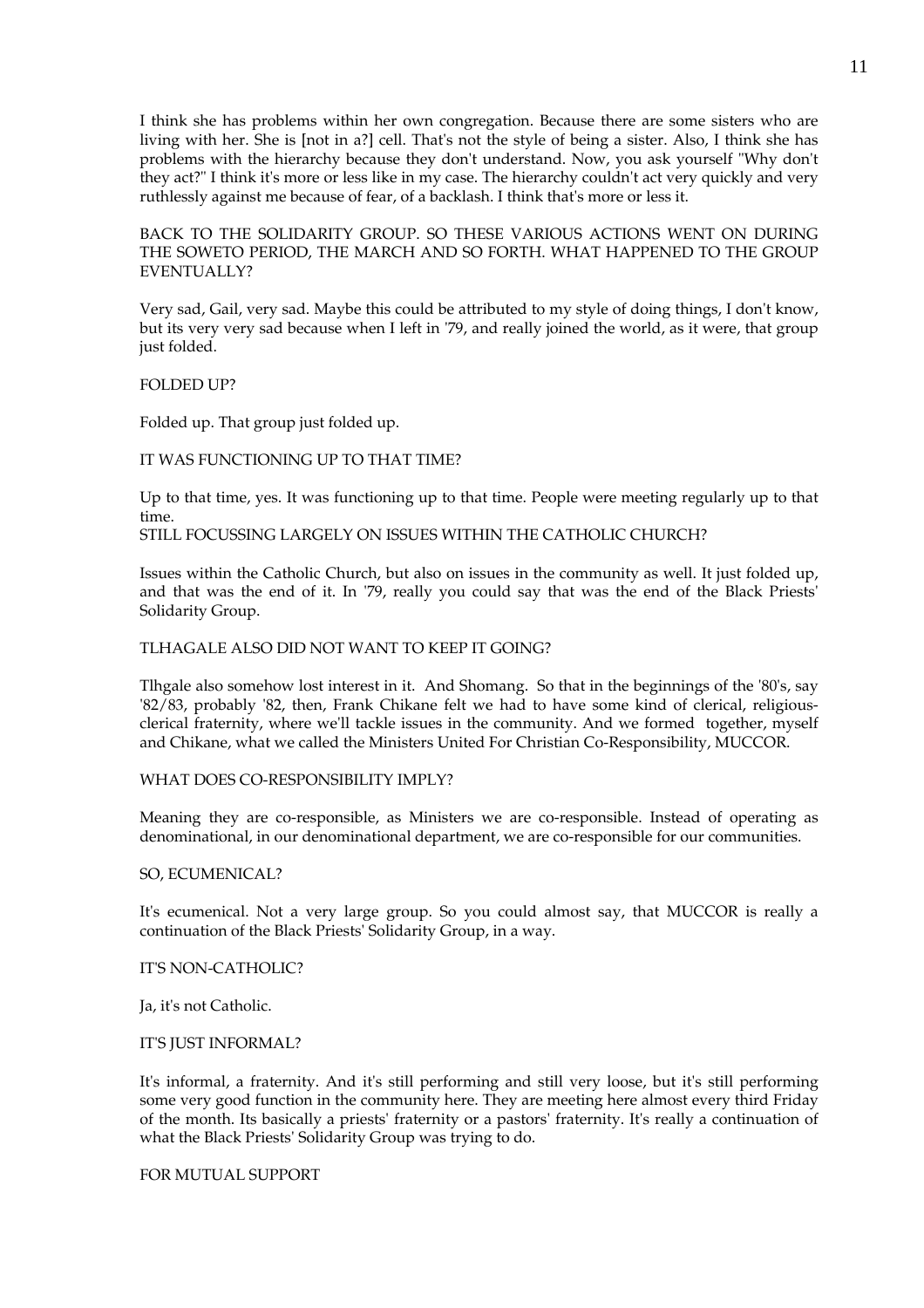I think she has problems within her own congregation. Because there are some sisters who are living with her. She is [not in a?] cell. That's not the style of being a sister. Also, I think she has problems with the hierarchy because they don't understand. Now, you ask yourself "Why don't they act?" I think it's more or less like in my case. The hierarchy couldn't act very quickly and very ruthlessly against me because of fear, of a backlash. I think that's more or less it.

BACK TO THE SOLIDARITY GROUP. SO THESE VARIOUS ACTIONS WENT ON DURING THE SOWETO PERIOD, THE MARCH AND SO FORTH. WHAT HAPPENED TO THE GROUP EVENTUALLY?

Very sad, Gail, very sad. Maybe this could be attributed to my style of doing things, I don't know, but its very very sad because when I left in '79, and really joined the world, as it were, that group just folded.

FOLDED UP?

Folded up. That group just folded up.

IT WAS FUNCTIONING UP TO THAT TIME?

Up to that time, yes. It was functioning up to that time. People were meeting regularly up to that time.

STILL FOCUSSING LARGELY ON ISSUES WITHIN THE CATHOLIC CHURCH?

Issues within the Catholic Church, but also on issues in the community as well. It just folded up, and that was the end of it. In '79, really you could say that was the end of the Black Priests' Solidarity Group.

TLHAGALE ALSO DID NOT WANT TO KEEP IT GOING?

Tlhgale also somehow lost interest in it. And Shomang. So that in the beginnings of the '80's, say '82/83, probably '82, then, Frank Chikane felt we had to have some kind of clerical, religious-clerical fraternity, where we'll tackle issues in the community. And we formed together, myself and Chikane, what we called the Ministers United For Christian Co-Responsibility, MUCCOR.

WHAT DOES CO-RESPONSIBILITY IMPLY?

Meaning they are co-responsible, as Ministers we are co-responsible. Instead of operating as denominational, in our denominational department, we are co-responsible for our communities.

SO, ECUMENICAL?

It's ecumenical. Not a very large group. So you could almost say, that MUCCOR is really a continuation of the Black Priests' Solidarity Group, in a way.

IT'S NON-CATHOLIC?

Ja, it's not Catholic.

IT'S JUST INFORMAL?

It's informal, a fraternity. And it's still performing and still very loose, but it's still performing some very good function in the community here. They are meeting here almost every third Friday of the month. Its basically a priests' fraternity or a pastors' fraternity. It's really a continuation of what the Black Priests' Solidarity Group was trying to do.

FOR MUTUAL SUPPORT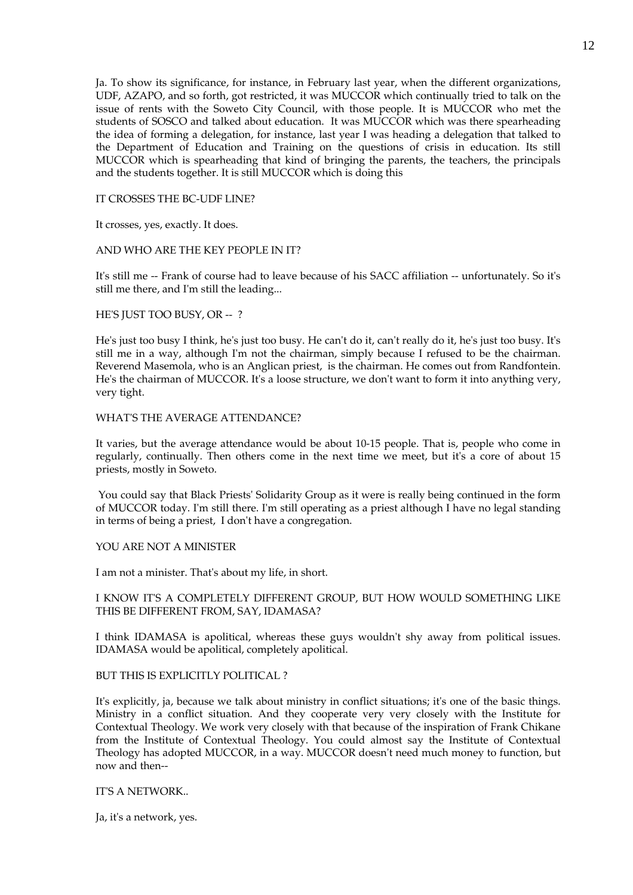Ja. To show its significance, for instance, in February last year, when the different organizations, UDF, AZAPO, and so forth, got restricted, it was MUCCOR which continually tried to talk on the issue of rents with the Soweto City Council, with those people. It is MUCCOR who met the students of SOSCO and talked about education. It was MUCCOR which was there spearheading the idea of forming a delegation, for instance, last year I was heading a delegation that talked to the Department of Education and Training on the questions of crisis in education. Its still MUCCOR which is spearheading that kind of bringing the parents, the teachers, the principals and the students together. It is still MUCCOR which is doing this

IT CROSSES THE BC-UDF LINE?

It crosses, yes, exactly. It does.

AND WHO ARE THE KEY PEOPLE IN IT?

It's still me -- Frank of course had to leave because of his SACC affiliation -- unfortunately. So it's still me there, and I'm still the leading...

HE'S JUST TOO BUSY, OR -- ?

He's just too busy I think, he's just too busy. He can't do it, can't really do it, he's just too busy. It's still me in a way, although I'm not the chairman, simply because I refused to be the chairman. Reverend Masemola, who is an Anglican priest, is the chairman. He comes out from Randfontein. He's the chairman of MUCCOR. It's a loose structure, we don't want to form it into anything very, very tight.

WHAT'S THE AVERAGE ATTENDANCE?

It varies, but the average attendance would be about 10-15 people. That is, people who come in regularly, continually. Then others come in the next time we meet, but it's a core of about 15 priests, mostly in Soweto.

You could say that Black Priests' Solidarity Group as it were is really being continued in the form of MUCCOR today. I'm still there. I'm still operating as a priest although I have no legal standing in terms of being a priest, I don't have a congregation.

YOU ARE NOT A MINISTER

I am not a minister. That's about my life, in short.

I KNOW IT'S A COMPLETELY DIFFERENT GROUP, BUT HOW WOULD SOMETHING LIKE THIS BE DIFFERENT FROM, SAY, IDAMASA?

I think IDAMASA is apolitical, whereas these guys wouldn't shy away from political issues. IDAMASA would be apolitical, completely apolitical.

BUT THIS IS EXPLICITLY POLITICAL ?

It's explicitly, ja, because we talk about ministry in conflict situations; it's one of the basic things. Ministry in a conflict situation. And they cooperate very very closely with the Institute for Contextual Theology. We work very closely with that because of the inspiration of Frank Chikane from the Institute of Contextual Theology. You could almost say the Institute of Contextual Theology has adopted MUCCOR, in a way. MUCCOR doesn't need much money to function, but now and then--

IT'S A NETWORK..

Ja, it's a network, yes.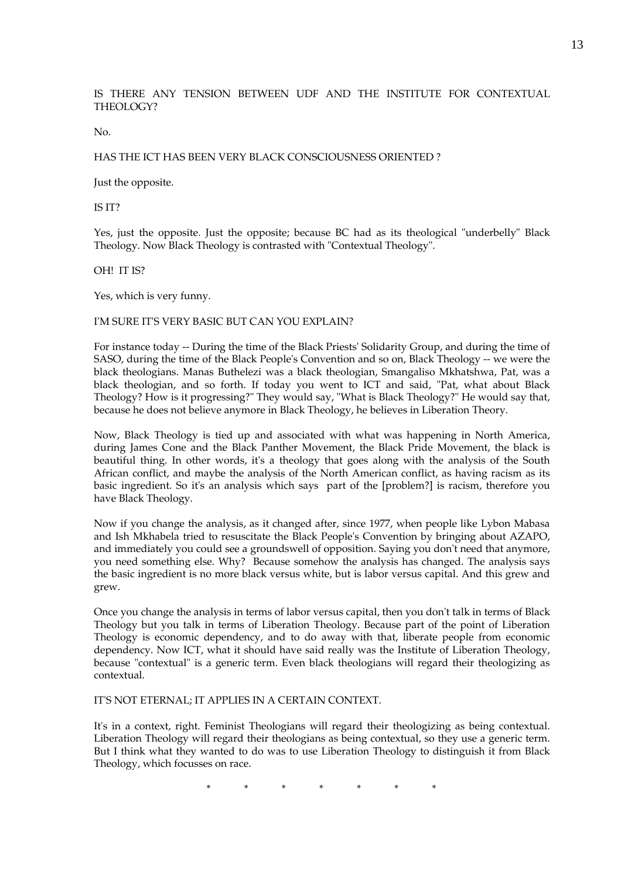IS THERE ANY TENSION BETWEEN UDF AND THE INSTITUTE FOR CONTEXTUAL THEOLOGY?

No.

HAS THE ICT HAS BEEN VERY BLACK CONSCIOUSNESS ORIENTED ?

Just the opposite.

IS IT?

Yes, just the opposite. Just the opposite; because BC had as its theological "underbelly" Black Theology. Now Black Theology is contrasted with "Contextual Theology".

OH! IT IS?

Yes, which is very funny.

I'M SURE IT'S VERY BASIC BUT CAN YOU EXPLAIN?

For instance today -- During the time of the Black Priests' Solidarity Group, and during the time of SASO, during the time of the Black People's Convention and so on, Black Theology -- we were the black theologians. Manas Buthelezi was a black theologian, Smangaliso Mkhatshwa, Pat, was a black theologian, and so forth. If today you went to ICT and said, "Pat, what about Black Theology? How is it progressing?" They would say, "What is Black Theology?" He would say that, because he does not believe anymore in Black Theology, he believes in Liberation Theory.

Now, Black Theology is tied up and associated with what was happening in North America, during James Cone and the Black Panther Movement, the Black Pride Movement, the black is beautiful thing. In other words, it's a theology that goes along with the analysis of the South African conflict, and maybe the analysis of the North American conflict, as having racism as its basic ingredient. So it's an analysis which says part of the [problem?] is racism, therefore you have Black Theology.

Now if you change the analysis, as it changed after, since 1977, when people like Lybon Mabasa and Ish Mkhabela tried to resuscitate the Black People's Convention by bringing about AZAPO, and immediately you could see a groundswell of opposition. Saying you don't need that anymore, you need something else. Why? Because somehow the analysis has changed. The analysis says the basic ingredient is no more black versus white, but is labor versus capital. And this grew and grew.

Once you change the analysis in terms of labor versus capital, then you don't talk in terms of Black Theology but you talk in terms of Liberation Theology. Because part of the point of Liberation Theology is economic dependency, and to do away with that, liberate people from economic dependency. Now ICT, what it should have said really was the Institute of Liberation Theology, because "contextual" is a generic term. Even black theologians will regard their theologizing as contextual.

IT'S NOT ETERNAL; IT APPLIES IN A CERTAIN CONTEXT.

It's in a context, right. Feminist Theologians will regard their theologizing as being contextual. Liberation Theology will regard their theologians as being contextual, so they use a generic term. But I think what they wanted to do was to use Liberation Theology to distinguish it from Black Theology, which focusses on race.

\* \* \* \* \* \* \*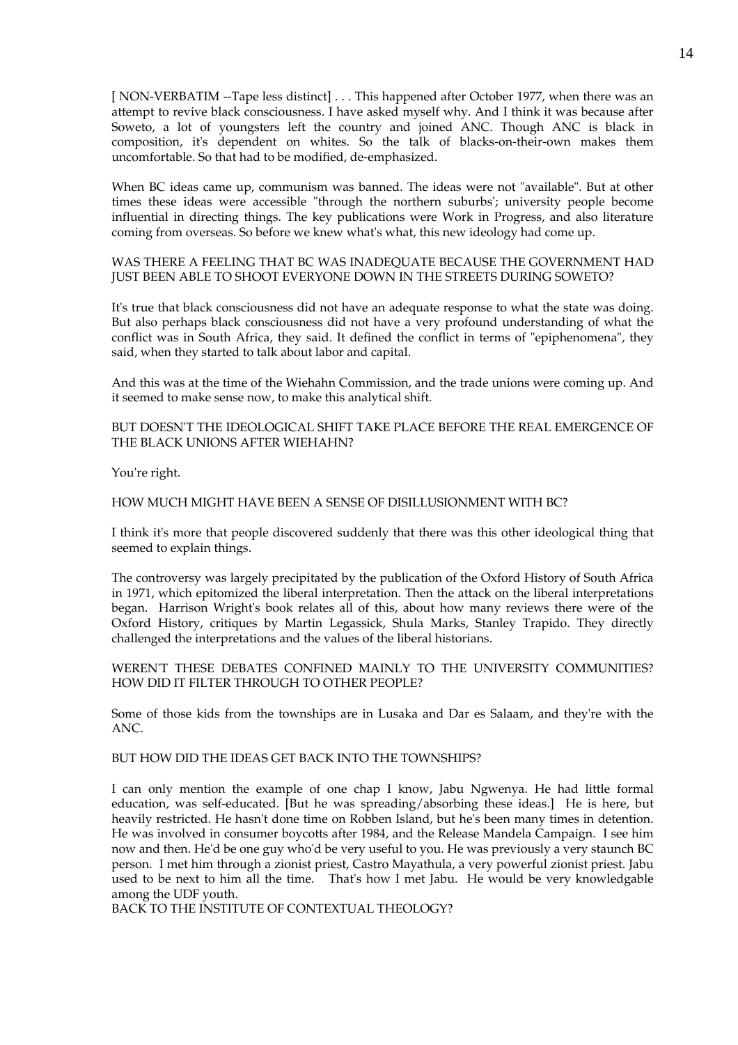[ NON-VERBATIM --Tape less distinct] . . . This happened after October 1977, when there was an attempt to revive black consciousness. I have asked myself why. And I think it was because after Soweto, a lot of youngsters left the country and joined ANC. Though ANC is black in composition, it's dependent on whites. So the talk of blacks-on-their-own makes them uncomfortable. So that had to be modified, de-emphasized.

When BC ideas came up, communism was banned. The ideas were not "available". But at other times these ideas were accessible "through the northern suburbs'; university people become influential in directing things. The key publications were Work in Progress, and also literature coming from overseas. So before we knew what's what, this new ideology had come up.

WAS THERE A FEELING THAT BC WAS INADEQUATE BECAUSE THE GOVERNMENT HAD JUST BEEN ABLE TO SHOOT EVERYONE DOWN IN THE STREETS DURING SOWETO?

It's true that black consciousness did not have an adequate response to what the state was doing. But also perhaps black consciousness did not have a very profound understanding of what the conflict was in South Africa, they said. It defined the conflict in terms of "epiphenomena", they said, when they started to talk about labor and capital.

And this was at the time of the Wiehahn Commission, and the trade unions were coming up. And it seemed to make sense now, to make this analytical shift.

BUT DOESN'T THE IDEOLOGICAL SHIFT TAKE PLACE BEFORE THE REAL EMERGENCE OF THE BLACK UNIONS AFTER WIEHAHN?

You're right.

HOW MUCH MIGHT HAVE BEEN A SENSE OF DISILLUSIONMENT WITH BC?

I think it's more that people discovered suddenly that there was this other ideological thing that seemed to explain things.

The controversy was largely precipitated by the publication of the Oxford History of South Africa in 1971, which epitomized the liberal interpretation. Then the attack on the liberal interpretations began. Harrison Wright's book relates all of this, about how many reviews there were of the Oxford History, critiques by Martin Legassick, Shula Marks, Stanley Trapido. They directly challenged the interpretations and the values of the liberal historians.

WEREN'T THESE DEBATES CONFINED MAINLY TO THE UNIVERSITY COMMUNITIES? HOW DID IT FILTER THROUGH TO OTHER PEOPLE?

Some of those kids from the townships are in Lusaka and Dar es Salaam, and they're with the ANC.

BUT HOW DID THE IDEAS GET BACK INTO THE TOWNSHIPS?

I can only mention the example of one chap I know, Jabu Ngwenya. He had little formal education, was self-educated. [But he was spreading/absorbing these ideas.] He is here, but heavily restricted. He hasn't done time on Robben Island, but he's been many times in detention. He was involved in consumer boycotts after 1984, and the Release Mandela Campaign. I see him now and then. He'd be one guy who'd be very useful to you. He was previously a very staunch BC person. I met him through a zionist priest, Castro Mayathula, a very powerful zionist priest. Jabu used to be next to him all the time. That's how I met Jabu. He would be very knowledgable among the UDF youth.

BACK TO THE INSTITUTE OF CONTEXTUAL THEOLOGY?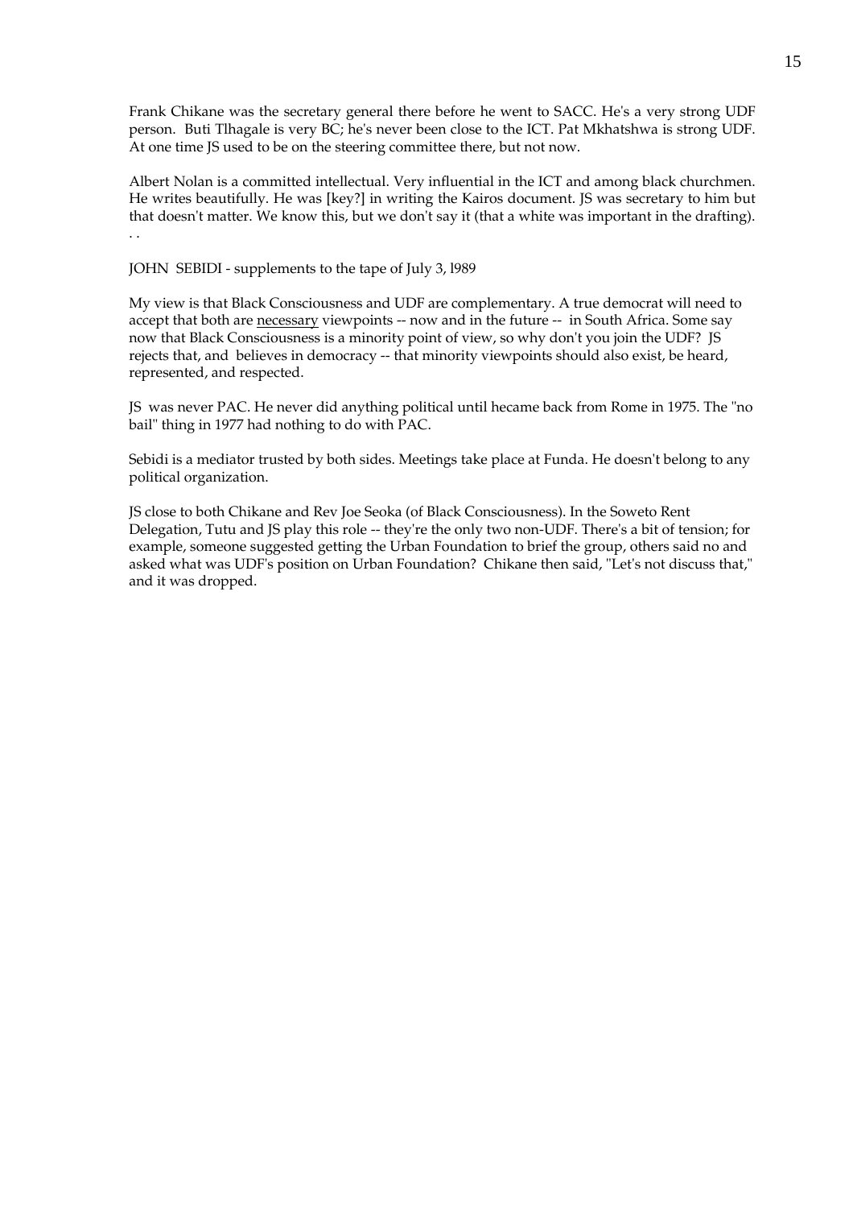Frank Chikane was the secretary general there before he went to SACC. He's a very strong UDF person. Buti Tlhagale is very BC; he's never been close to the ICT. Pat Mkhatshwa is strong UDF. At one time JS used to be on the steering committee there, but not now.

Albert Nolan is a committed intellectual. Very influential in the ICT and among black churchmen. He writes beautifully. He was [key?] in writing the Kairos document. JS was secretary to him but that doesn't matter. We know this, but we don't say it (that a white was important in the drafting). . .

JOHN SEBIDI - supplements to the tape of July 3, l989

My view is that Black Consciousness and UDF are complementary. A true democrat will need to accept that both are <u>necessary</u> viewpoints -- now and in the future -- in South Africa. Some say now that Black Consciousness is a minority point of view, so why don't you join the UDF? JS rejects that, and believes in democracy -- that minority viewpoints should also exist, be heard, represented, and respected.

JS was never PAC. He never did anything political until hecame back from Rome in 1975. The "no bail" thing in 1977 had nothing to do with PAC.

Sebidi is a mediator trusted by both sides. Meetings take place at Funda. He doesn't belong to any political organization.

JS close to both Chikane and Rev Joe Seoka (of Black Consciousness). In the Soweto Rent Delegation, Tutu and JS play this role -- they're the only two non-UDF. There's a bit of tension; for example, someone suggested getting the Urban Foundation to brief the group, others said no and asked what was UDF's position on Urban Foundation? Chikane then said, "Let's not discuss that," and it was dropped.